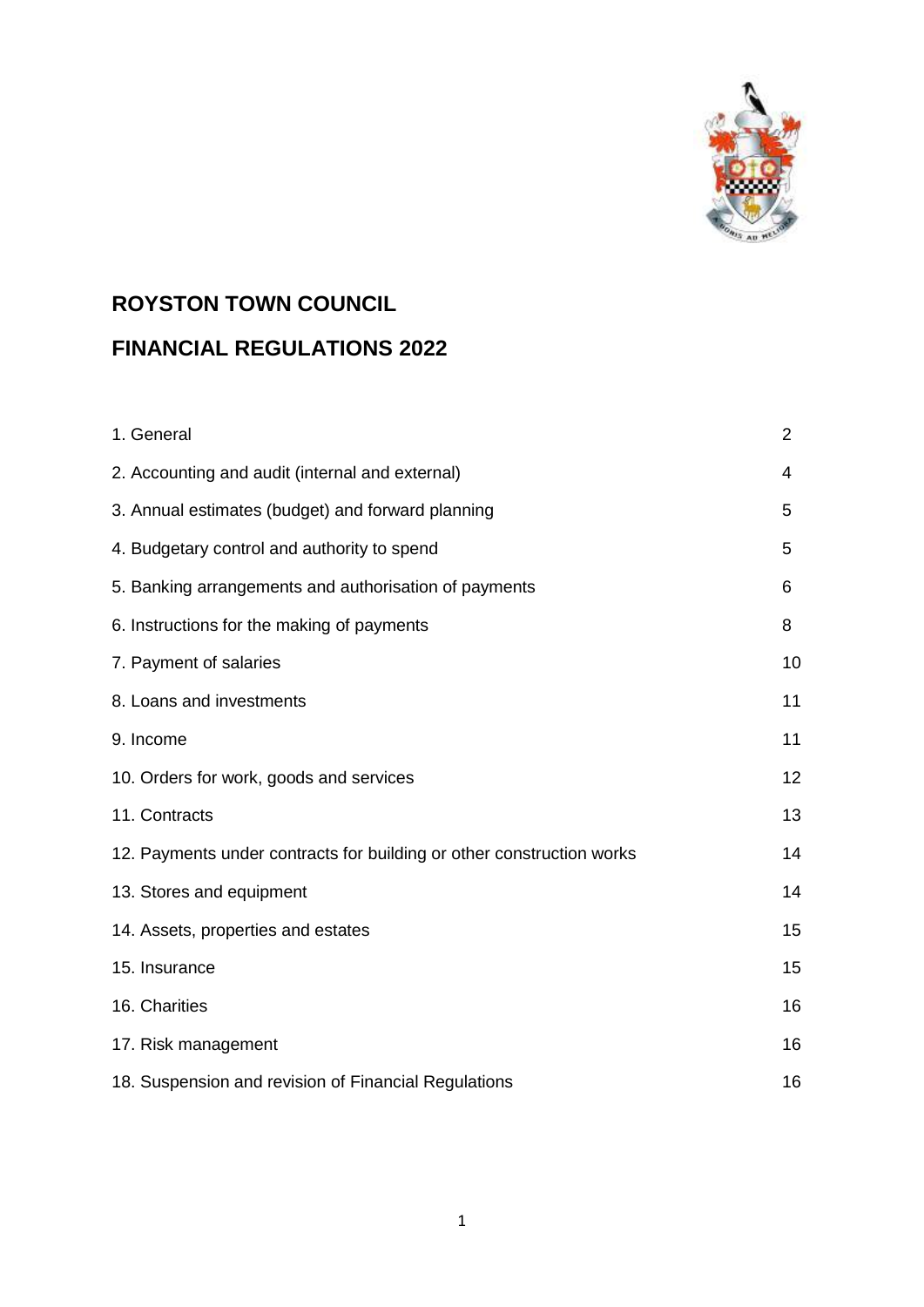# ROYSTON TOWN COUNCIL

# FINANCIAL REGULATIONS 2022

| | |
|---|---|
| 1. General | 2 |
| 2. Accounting and audit (internal and external) | 4 |
| 3. Annual estimates (budget) and forward planning | 5 |
| 4. Budgetary control and authority to spend | 5 |
| 5. Banking arrangements and authorisation of payments | 6 |
| 6. Instructions for the making of payments | 8 |
| 7. Payment of salaries | 10 |
| 8. Loans and investments | 11 |
| 9. Income | 11 |
| 10. Orders for work, goods and services | 12 |
| 11. Contracts | 13 |
| 12. Payments under contracts for building or other construction works | 14 |
| 13. Stores and equipment | 14 |
| 14. Assets, properties and estates | 15 |
| 15. Insurance | 15 |
| 16. Charities | 16 |
| 17. Risk management | 16 |
| 18. Suspension and revision of Financial Regulations | 16 |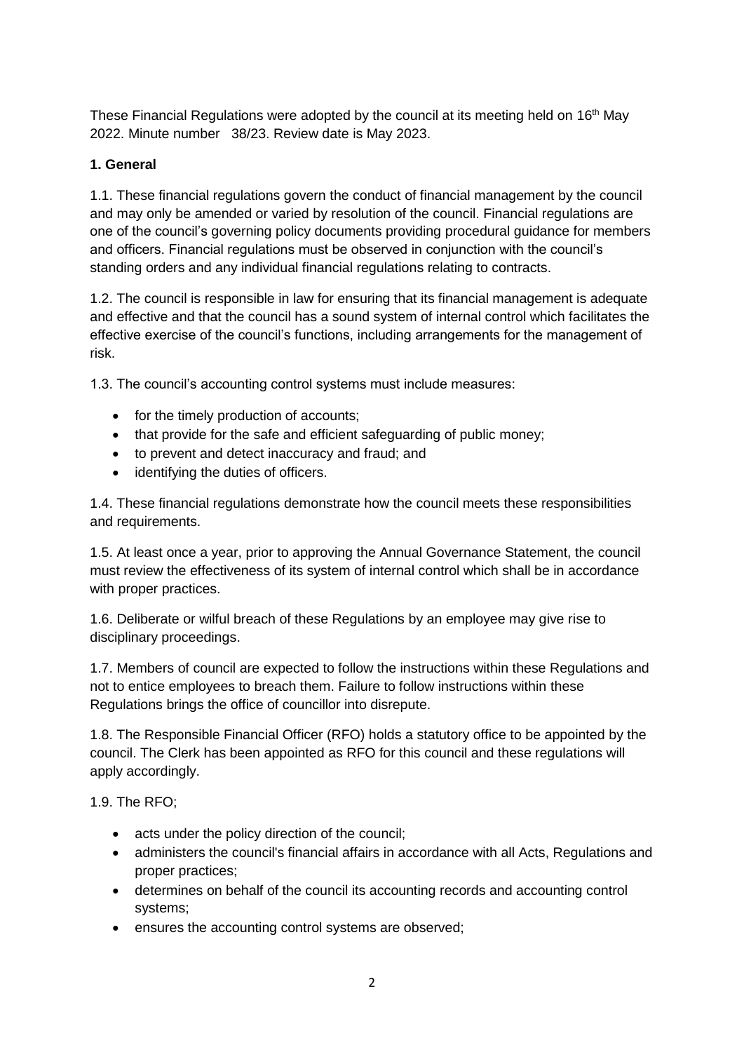These Financial Regulations were adopted by the council at its meeting held on 16th May 2022. Minute number 38/23. Review date is May 2023.

**1. General**

1.1. These financial regulations govern the conduct of financial management by the council and may only be amended or varied by resolution of the council. Financial regulations are one of the council's governing policy documents providing procedural guidance for members and officers. Financial regulations must be observed in conjunction with the council's standing orders and any individual financial regulations relating to contracts.

1.2. The council is responsible in law for ensuring that its financial management is adequate and effective and that the council has a sound system of internal control which facilitates the effective exercise of the council's functions, including arrangements for the management of risk.

1.3. The council's accounting control systems must include measures:

- for the timely production of accounts;
- that provide for the safe and efficient safeguarding of public money;
- to prevent and detect inaccuracy and fraud; and
- identifying the duties of officers.

1.4. These financial regulations demonstrate how the council meets these responsibilities and requirements.

1.5. At least once a year, prior to approving the Annual Governance Statement, the council must review the effectiveness of its system of internal control which shall be in accordance with proper practices.

1.6. Deliberate or wilful breach of these Regulations by an employee may give rise to disciplinary proceedings.

1.7. Members of council are expected to follow the instructions within these Regulations and not to entice employees to breach them. Failure to follow instructions within these Regulations brings the office of councillor into disrepute.

1.8. The Responsible Financial Officer (RFO) holds a statutory office to be appointed by the council. The Clerk has been appointed as RFO for this council and these regulations will apply accordingly.

1.9. The RFO;

- acts under the policy direction of the council;
- administers the council's financial affairs in accordance with all Acts, Regulations and proper practices;
- determines on behalf of the council its accounting records and accounting control systems;
- ensures the accounting control systems are observed;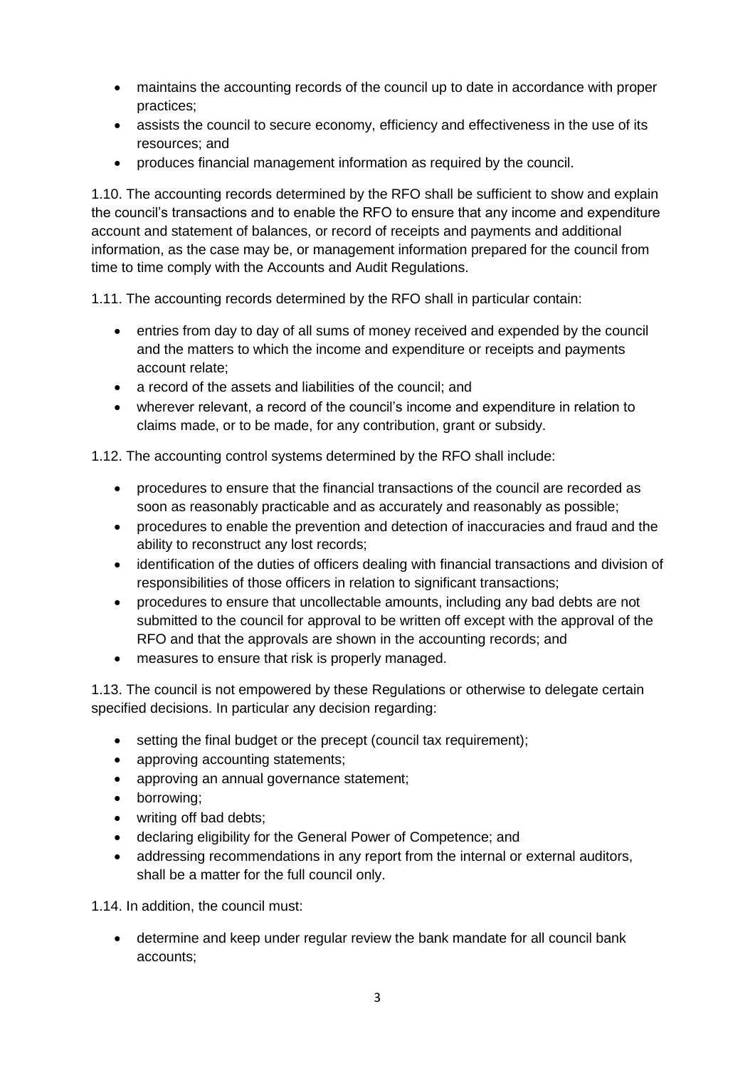- maintains the accounting records of the council up to date in accordance with proper practices;
- assists the council to secure economy, efficiency and effectiveness in the use of its resources; and
- produces financial management information as required by the council.

1.10. The accounting records determined by the RFO shall be sufficient to show and explain the council's transactions and to enable the RFO to ensure that any income and expenditure account and statement of balances, or record of receipts and payments and additional information, as the case may be, or management information prepared for the council from time to time comply with the Accounts and Audit Regulations.

1.11. The accounting records determined by the RFO shall in particular contain:

- entries from day to day of all sums of money received and expended by the council and the matters to which the income and expenditure or receipts and payments account relate;
- a record of the assets and liabilities of the council; and
- wherever relevant, a record of the council's income and expenditure in relation to claims made, or to be made, for any contribution, grant or subsidy.

1.12. The accounting control systems determined by the RFO shall include:

- procedures to ensure that the financial transactions of the council are recorded as soon as reasonably practicable and as accurately and reasonably as possible;
- procedures to enable the prevention and detection of inaccuracies and fraud and the ability to reconstruct any lost records;
- identification of the duties of officers dealing with financial transactions and division of responsibilities of those officers in relation to significant transactions;
- procedures to ensure that uncollectable amounts, including any bad debts are not submitted to the council for approval to be written off except with the approval of the RFO and that the approvals are shown in the accounting records; and
- measures to ensure that risk is properly managed.

1.13. The council is not empowered by these Regulations or otherwise to delegate certain specified decisions. In particular any decision regarding:

- setting the final budget or the precept (council tax requirement);
- approving accounting statements;
- approving an annual governance statement;
- borrowing;
- writing off bad debts;
- declaring eligibility for the General Power of Competence; and
- addressing recommendations in any report from the internal or external auditors, shall be a matter for the full council only.

1.14. In addition, the council must:

- determine and keep under regular review the bank mandate for all council bank accounts;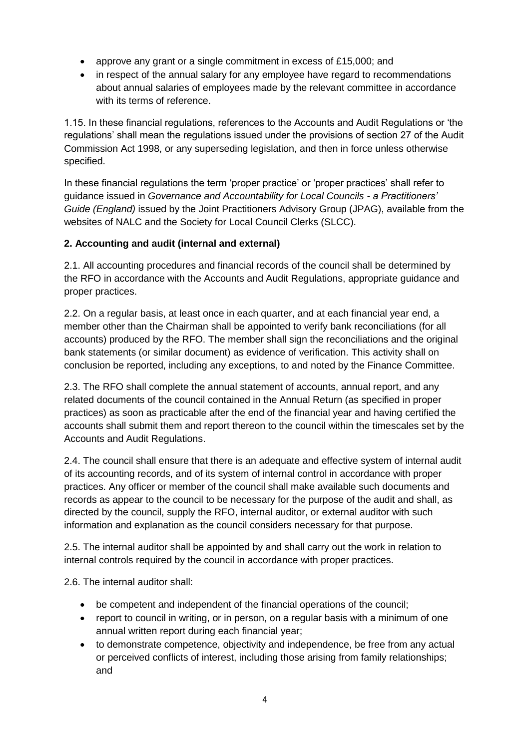- approve any grant or a single commitment in excess of £15,000; and
- in respect of the annual salary for any employee have regard to recommendations about annual salaries of employees made by the relevant committee in accordance with its terms of reference.

1.15. In these financial regulations, references to the Accounts and Audit Regulations or 'the regulations' shall mean the regulations issued under the provisions of section 27 of the Audit Commission Act 1998, or any superseding legislation, and then in force unless otherwise specified.

In these financial regulations the term 'proper practice' or 'proper practices' shall refer to guidance issued in *Governance and Accountability for Local Councils - a Practitioners' Guide (England)* issued by the Joint Practitioners Advisory Group (JPAG), available from the websites of NALC and the Society for Local Council Clerks (SLCC).

**2. Accounting and audit (internal and external)**

2.1. All accounting procedures and financial records of the council shall be determined by the RFO in accordance with the Accounts and Audit Regulations, appropriate guidance and proper practices.

2.2. On a regular basis, at least once in each quarter, and at each financial year end, a member other than the Chairman shall be appointed to verify bank reconciliations (for all accounts) produced by the RFO. The member shall sign the reconciliations and the original bank statements (or similar document) as evidence of verification. This activity shall on conclusion be reported, including any exceptions, to and noted by the Finance Committee.

2.3. The RFO shall complete the annual statement of accounts, annual report, and any related documents of the council contained in the Annual Return (as specified in proper practices) as soon as practicable after the end of the financial year and having certified the accounts shall submit them and report thereon to the council within the timescales set by the Accounts and Audit Regulations.

2.4. The council shall ensure that there is an adequate and effective system of internal audit of its accounting records, and of its system of internal control in accordance with proper practices. Any officer or member of the council shall make available such documents and records as appear to the council to be necessary for the purpose of the audit and shall, as directed by the council, supply the RFO, internal auditor, or external auditor with such information and explanation as the council considers necessary for that purpose.

2.5. The internal auditor shall be appointed by and shall carry out the work in relation to internal controls required by the council in accordance with proper practices.

2.6. The internal auditor shall:

- be competent and independent of the financial operations of the council;
- report to council in writing, or in person, on a regular basis with a minimum of one annual written report during each financial year;
- to demonstrate competence, objectivity and independence, be free from any actual or perceived conflicts of interest, including those arising from family relationships; and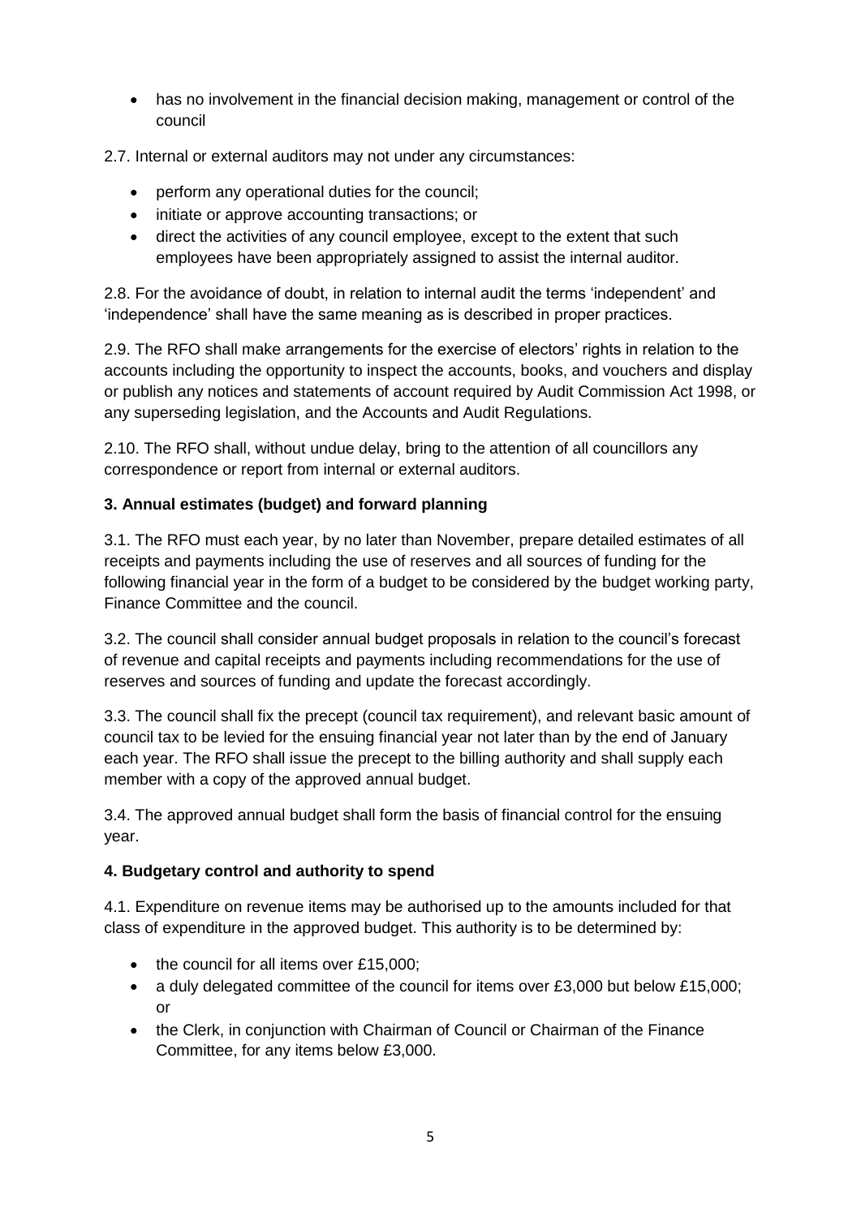- has no involvement in the financial decision making, management or control of the council

2.7. Internal or external auditors may not under any circumstances:

- perform any operational duties for the council;
- initiate or approve accounting transactions; or
- direct the activities of any council employee, except to the extent that such employees have been appropriately assigned to assist the internal auditor.

2.8. For the avoidance of doubt, in relation to internal audit the terms 'independent' and 'independence' shall have the same meaning as is described in proper practices.

2.9. The RFO shall make arrangements for the exercise of electors' rights in relation to the accounts including the opportunity to inspect the accounts, books, and vouchers and display or publish any notices and statements of account required by Audit Commission Act 1998, or any superseding legislation, and the Accounts and Audit Regulations.

2.10. The RFO shall, without undue delay, bring to the attention of all councillors any correspondence or report from internal or external auditors.

**3. Annual estimates (budget) and forward planning**

3.1. The RFO must each year, by no later than November, prepare detailed estimates of all receipts and payments including the use of reserves and all sources of funding for the following financial year in the form of a budget to be considered by the budget working party, Finance Committee and the council.

3.2. The council shall consider annual budget proposals in relation to the council's forecast of revenue and capital receipts and payments including recommendations for the use of reserves and sources of funding and update the forecast accordingly.

3.3. The council shall fix the precept (council tax requirement), and relevant basic amount of council tax to be levied for the ensuing financial year not later than by the end of January each year. The RFO shall issue the precept to the billing authority and shall supply each member with a copy of the approved annual budget.

3.4. The approved annual budget shall form the basis of financial control for the ensuing year.

**4. Budgetary control and authority to spend**

4.1. Expenditure on revenue items may be authorised up to the amounts included for that class of expenditure in the approved budget. This authority is to be determined by:

- the council for all items over £15,000;
- a duly delegated committee of the council for items over £3,000 but below £15,000; or
- the Clerk, in conjunction with Chairman of Council or Chairman of the Finance Committee, for any items below £3,000.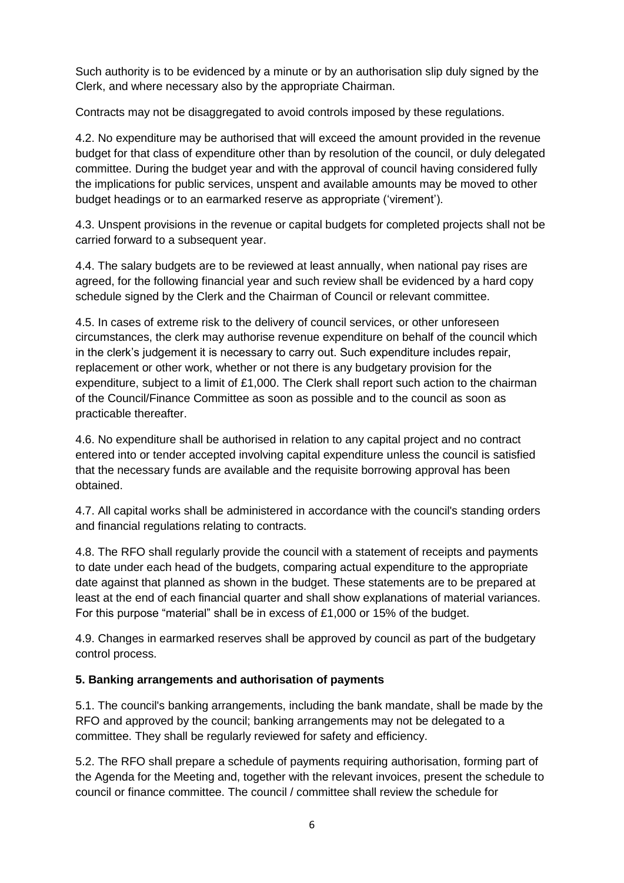Such authority is to be evidenced by a minute or by an authorisation slip duly signed by the Clerk, and where necessary also by the appropriate Chairman.

Contracts may not be disaggregated to avoid controls imposed by these regulations.

4.2. No expenditure may be authorised that will exceed the amount provided in the revenue budget for that class of expenditure other than by resolution of the council, or duly delegated committee. During the budget year and with the approval of council having considered fully the implications for public services, unspent and available amounts may be moved to other budget headings or to an earmarked reserve as appropriate ('virement').

4.3. Unspent provisions in the revenue or capital budgets for completed projects shall not be carried forward to a subsequent year.

4.4. The salary budgets are to be reviewed at least annually, when national pay rises are agreed, for the following financial year and such review shall be evidenced by a hard copy schedule signed by the Clerk and the Chairman of Council or relevant committee.

4.5. In cases of extreme risk to the delivery of council services, or other unforeseen circumstances, the clerk may authorise revenue expenditure on behalf of the council which in the clerk's judgement it is necessary to carry out. Such expenditure includes repair, replacement or other work, whether or not there is any budgetary provision for the expenditure, subject to a limit of £1,000. The Clerk shall report such action to the chairman of the Council/Finance Committee as soon as possible and to the council as soon as practicable thereafter.

4.6. No expenditure shall be authorised in relation to any capital project and no contract entered into or tender accepted involving capital expenditure unless the council is satisfied that the necessary funds are available and the requisite borrowing approval has been obtained.

4.7. All capital works shall be administered in accordance with the council's standing orders and financial regulations relating to contracts.

4.8. The RFO shall regularly provide the council with a statement of receipts and payments to date under each head of the budgets, comparing actual expenditure to the appropriate date against that planned as shown in the budget. These statements are to be prepared at least at the end of each financial quarter and shall show explanations of material variances. For this purpose "material" shall be in excess of £1,000 or 15% of the budget.

4.9. Changes in earmarked reserves shall be approved by council as part of the budgetary control process.

**5. Banking arrangements and authorisation of payments**

5.1. The council's banking arrangements, including the bank mandate, shall be made by the RFO and approved by the council; banking arrangements may not be delegated to a committee. They shall be regularly reviewed for safety and efficiency.

5.2. The RFO shall prepare a schedule of payments requiring authorisation, forming part of the Agenda for the Meeting and, together with the relevant invoices, present the schedule to council or finance committee. The council / committee shall review the schedule for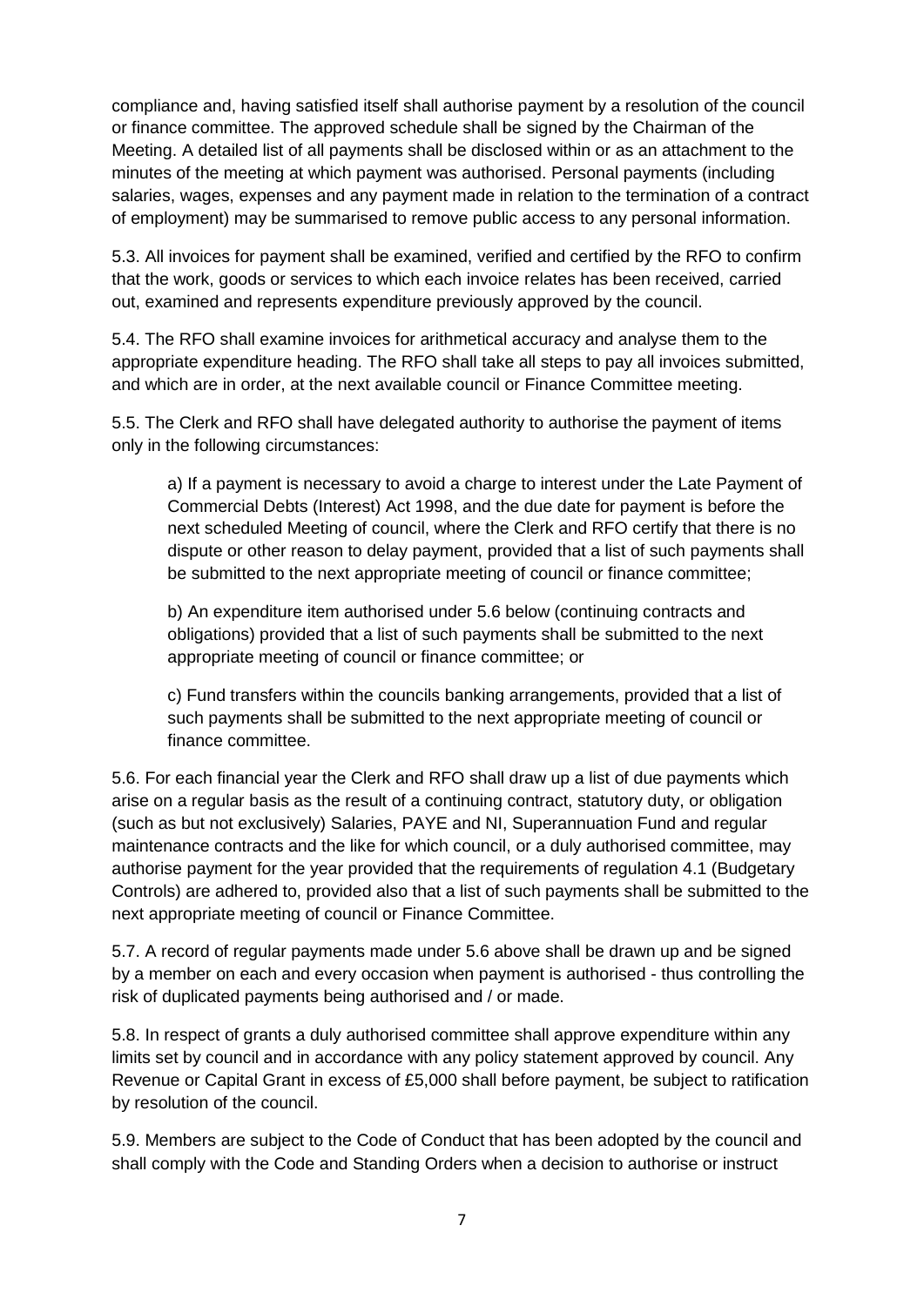compliance and, having satisfied itself shall authorise payment by a resolution of the council or finance committee. The approved schedule shall be signed by the Chairman of the Meeting. A detailed list of all payments shall be disclosed within or as an attachment to the minutes of the meeting at which payment was authorised. Personal payments (including salaries, wages, expenses and any payment made in relation to the termination of a contract of employment) may be summarised to remove public access to any personal information.

5.3. All invoices for payment shall be examined, verified and certified by the RFO to confirm that the work, goods or services to which each invoice relates has been received, carried out, examined and represents expenditure previously approved by the council.

5.4. The RFO shall examine invoices for arithmetical accuracy and analyse them to the appropriate expenditure heading. The RFO shall take all steps to pay all invoices submitted, and which are in order, at the next available council or Finance Committee meeting.

5.5. The Clerk and RFO shall have delegated authority to authorise the payment of items only in the following circumstances:

> a) If a payment is necessary to avoid a charge to interest under the Late Payment of Commercial Debts (Interest) Act 1998, and the due date for payment is before the next scheduled Meeting of council, where the Clerk and RFO certify that there is no dispute or other reason to delay payment, provided that a list of such payments shall be submitted to the next appropriate meeting of council or finance committee;
>
> b) An expenditure item authorised under 5.6 below (continuing contracts and obligations) provided that a list of such payments shall be submitted to the next appropriate meeting of council or finance committee; or
>
> c) Fund transfers within the councils banking arrangements, provided that a list of such payments shall be submitted to the next appropriate meeting of council or finance committee.

5.6. For each financial year the Clerk and RFO shall draw up a list of due payments which arise on a regular basis as the result of a continuing contract, statutory duty, or obligation (such as but not exclusively) Salaries, PAYE and NI, Superannuation Fund and regular maintenance contracts and the like for which council, or a duly authorised committee, may authorise payment for the year provided that the requirements of regulation 4.1 (Budgetary Controls) are adhered to, provided also that a list of such payments shall be submitted to the next appropriate meeting of council or Finance Committee.

5.7. A record of regular payments made under 5.6 above shall be drawn up and be signed by a member on each and every occasion when payment is authorised - thus controlling the risk of duplicated payments being authorised and / or made.

5.8. In respect of grants a duly authorised committee shall approve expenditure within any limits set by council and in accordance with any policy statement approved by council. Any Revenue or Capital Grant in excess of £5,000 shall before payment, be subject to ratification by resolution of the council.

5.9. Members are subject to the Code of Conduct that has been adopted by the council and shall comply with the Code and Standing Orders when a decision to authorise or instruct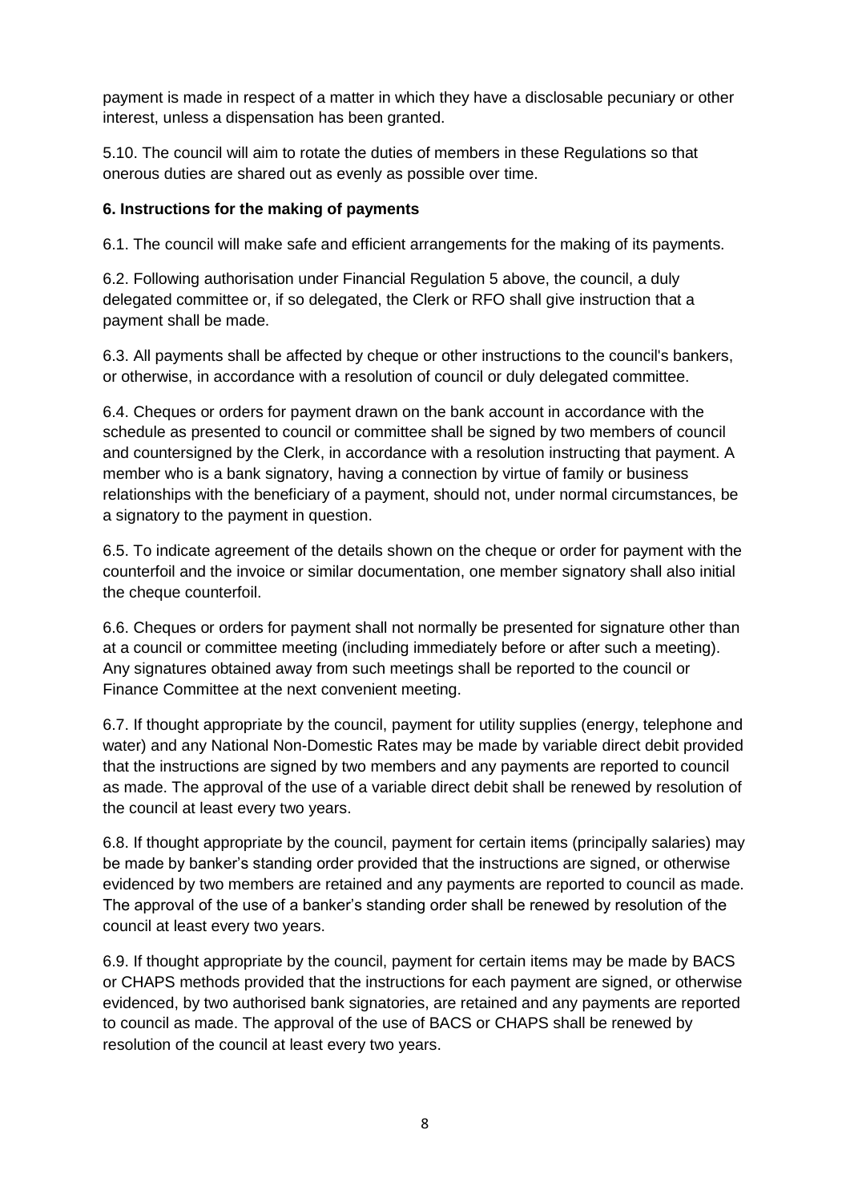payment is made in respect of a matter in which they have a disclosable pecuniary or other interest, unless a dispensation has been granted.

5.10. The council will aim to rotate the duties of members in these Regulations so that onerous duties are shared out as evenly as possible over time.

**6. Instructions for the making of payments**

6.1. The council will make safe and efficient arrangements for the making of its payments.

6.2. Following authorisation under Financial Regulation 5 above, the council, a duly delegated committee or, if so delegated, the Clerk or RFO shall give instruction that a payment shall be made.

6.3. All payments shall be affected by cheque or other instructions to the council's bankers, or otherwise, in accordance with a resolution of council or duly delegated committee.

6.4. Cheques or orders for payment drawn on the bank account in accordance with the schedule as presented to council or committee shall be signed by two members of council and countersigned by the Clerk, in accordance with a resolution instructing that payment. A member who is a bank signatory, having a connection by virtue of family or business relationships with the beneficiary of a payment, should not, under normal circumstances, be a signatory to the payment in question.

6.5. To indicate agreement of the details shown on the cheque or order for payment with the counterfoil and the invoice or similar documentation, one member signatory shall also initial the cheque counterfoil.

6.6. Cheques or orders for payment shall not normally be presented for signature other than at a council or committee meeting (including immediately before or after such a meeting). Any signatures obtained away from such meetings shall be reported to the council or Finance Committee at the next convenient meeting.

6.7. If thought appropriate by the council, payment for utility supplies (energy, telephone and water) and any National Non-Domestic Rates may be made by variable direct debit provided that the instructions are signed by two members and any payments are reported to council as made. The approval of the use of a variable direct debit shall be renewed by resolution of the council at least every two years.

6.8. If thought appropriate by the council, payment for certain items (principally salaries) may be made by banker's standing order provided that the instructions are signed, or otherwise evidenced by two members are retained and any payments are reported to council as made. The approval of the use of a banker's standing order shall be renewed by resolution of the council at least every two years.

6.9. If thought appropriate by the council, payment for certain items may be made by BACS or CHAPS methods provided that the instructions for each payment are signed, or otherwise evidenced, by two authorised bank signatories, are retained and any payments are reported to council as made. The approval of the use of BACS or CHAPS shall be renewed by resolution of the council at least every two years.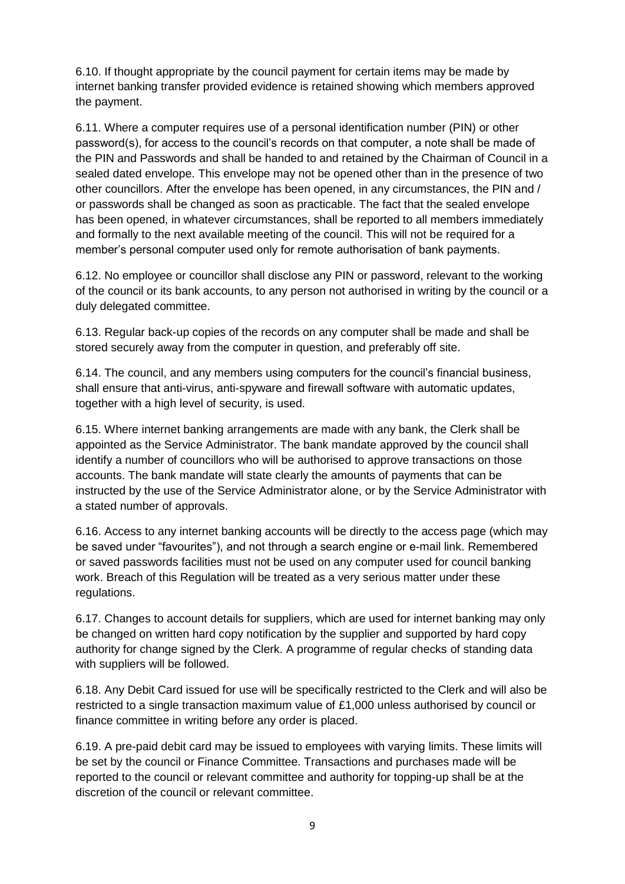6.10. If thought appropriate by the council payment for certain items may be made by internet banking transfer provided evidence is retained showing which members approved the payment.

6.11. Where a computer requires use of a personal identification number (PIN) or other password(s), for access to the council's records on that computer, a note shall be made of the PIN and Passwords and shall be handed to and retained by the Chairman of Council in a sealed dated envelope. This envelope may not be opened other than in the presence of two other councillors. After the envelope has been opened, in any circumstances, the PIN and / or passwords shall be changed as soon as practicable. The fact that the sealed envelope has been opened, in whatever circumstances, shall be reported to all members immediately and formally to the next available meeting of the council. This will not be required for a member's personal computer used only for remote authorisation of bank payments.

6.12. No employee or councillor shall disclose any PIN or password, relevant to the working of the council or its bank accounts, to any person not authorised in writing by the council or a duly delegated committee.

6.13. Regular back-up copies of the records on any computer shall be made and shall be stored securely away from the computer in question, and preferably off site.

6.14. The council, and any members using computers for the council's financial business, shall ensure that anti-virus, anti-spyware and firewall software with automatic updates, together with a high level of security, is used.

6.15. Where internet banking arrangements are made with any bank, the Clerk shall be appointed as the Service Administrator. The bank mandate approved by the council shall identify a number of councillors who will be authorised to approve transactions on those accounts. The bank mandate will state clearly the amounts of payments that can be instructed by the use of the Service Administrator alone, or by the Service Administrator with a stated number of approvals.

6.16. Access to any internet banking accounts will be directly to the access page (which may be saved under "favourites"), and not through a search engine or e-mail link. Remembered or saved passwords facilities must not be used on any computer used for council banking work. Breach of this Regulation will be treated as a very serious matter under these regulations.

6.17. Changes to account details for suppliers, which are used for internet banking may only be changed on written hard copy notification by the supplier and supported by hard copy authority for change signed by the Clerk. A programme of regular checks of standing data with suppliers will be followed.

6.18. Any Debit Card issued for use will be specifically restricted to the Clerk and will also be restricted to a single transaction maximum value of £1,000 unless authorised by council or finance committee in writing before any order is placed.

6.19. A pre-paid debit card may be issued to employees with varying limits. These limits will be set by the council or Finance Committee. Transactions and purchases made will be reported to the council or relevant committee and authority for topping-up shall be at the discretion of the council or relevant committee.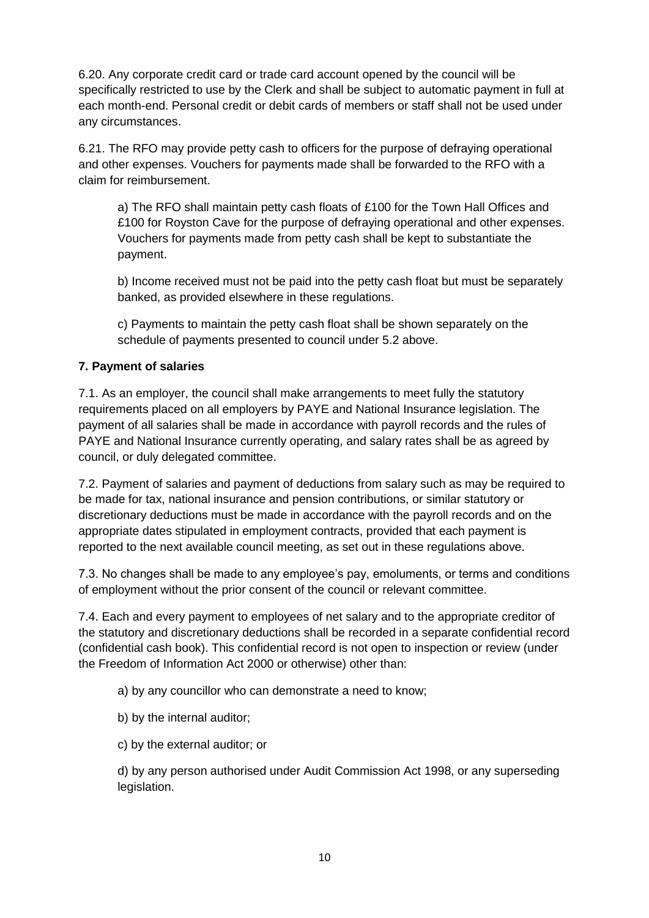6.20. Any corporate credit card or trade card account opened by the council will be specifically restricted to use by the Clerk and shall be subject to automatic payment in full at each month-end. Personal credit or debit cards of members or staff shall not be used under any circumstances.

6.21. The RFO may provide petty cash to officers for the purpose of defraying operational and other expenses. Vouchers for payments made shall be forwarded to the RFO with a claim for reimbursement.

> a) The RFO shall maintain petty cash floats of £100 for the Town Hall Offices and £100 for Royston Cave for the purpose of defraying operational and other expenses. Vouchers for payments made from petty cash shall be kept to substantiate the payment.
>
> b) Income received must not be paid into the petty cash float but must be separately banked, as provided elsewhere in these regulations.
>
> c) Payments to maintain the petty cash float shall be shown separately on the schedule of payments presented to council under 5.2 above.

**7. Payment of salaries**

7.1. As an employer, the council shall make arrangements to meet fully the statutory requirements placed on all employers by PAYE and National Insurance legislation. The payment of all salaries shall be made in accordance with payroll records and the rules of PAYE and National Insurance currently operating, and salary rates shall be as agreed by council, or duly delegated committee.

7.2. Payment of salaries and payment of deductions from salary such as may be required to be made for tax, national insurance and pension contributions, or similar statutory or discretionary deductions must be made in accordance with the payroll records and on the appropriate dates stipulated in employment contracts, provided that each payment is reported to the next available council meeting, as set out in these regulations above.

7.3. No changes shall be made to any employee's pay, emoluments, or terms and conditions of employment without the prior consent of the council or relevant committee.

7.4. Each and every payment to employees of net salary and to the appropriate creditor of the statutory and discretionary deductions shall be recorded in a separate confidential record (confidential cash book). This confidential record is not open to inspection or review (under the Freedom of Information Act 2000 or otherwise) other than:

> a) by any councillor who can demonstrate a need to know;
>
> b) by the internal auditor;
>
> c) by the external auditor; or
>
> d) by any person authorised under Audit Commission Act 1998, or any superseding legislation.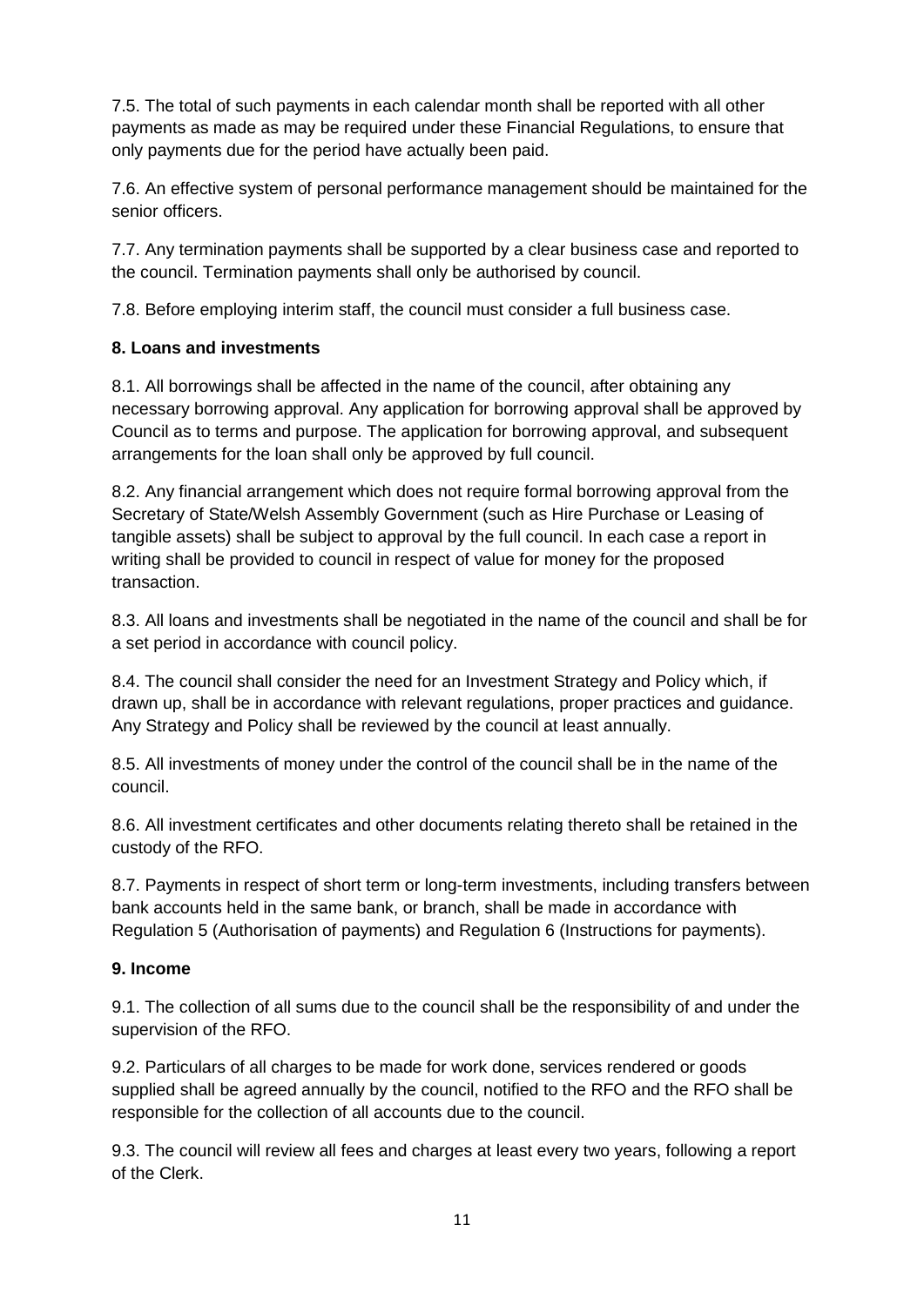7.5. The total of such payments in each calendar month shall be reported with all other payments as made as may be required under these Financial Regulations, to ensure that only payments due for the period have actually been paid.

7.6. An effective system of personal performance management should be maintained for the senior officers.

7.7. Any termination payments shall be supported by a clear business case and reported to the council. Termination payments shall only be authorised by council.

7.8. Before employing interim staff, the council must consider a full business case.

**8. Loans and investments**

8.1. All borrowings shall be affected in the name of the council, after obtaining any necessary borrowing approval. Any application for borrowing approval shall be approved by Council as to terms and purpose. The application for borrowing approval, and subsequent arrangements for the loan shall only be approved by full council.

8.2. Any financial arrangement which does not require formal borrowing approval from the Secretary of State/Welsh Assembly Government (such as Hire Purchase or Leasing of tangible assets) shall be subject to approval by the full council. In each case a report in writing shall be provided to council in respect of value for money for the proposed transaction.

8.3. All loans and investments shall be negotiated in the name of the council and shall be for a set period in accordance with council policy.

8.4. The council shall consider the need for an Investment Strategy and Policy which, if drawn up, shall be in accordance with relevant regulations, proper practices and guidance. Any Strategy and Policy shall be reviewed by the council at least annually.

8.5. All investments of money under the control of the council shall be in the name of the council.

8.6. All investment certificates and other documents relating thereto shall be retained in the custody of the RFO.

8.7. Payments in respect of short term or long-term investments, including transfers between bank accounts held in the same bank, or branch, shall be made in accordance with Regulation 5 (Authorisation of payments) and Regulation 6 (Instructions for payments).

**9. Income**

9.1. The collection of all sums due to the council shall be the responsibility of and under the supervision of the RFO.

9.2. Particulars of all charges to be made for work done, services rendered or goods supplied shall be agreed annually by the council, notified to the RFO and the RFO shall be responsible for the collection of all accounts due to the council.

9.3. The council will review all fees and charges at least every two years, following a report of the Clerk.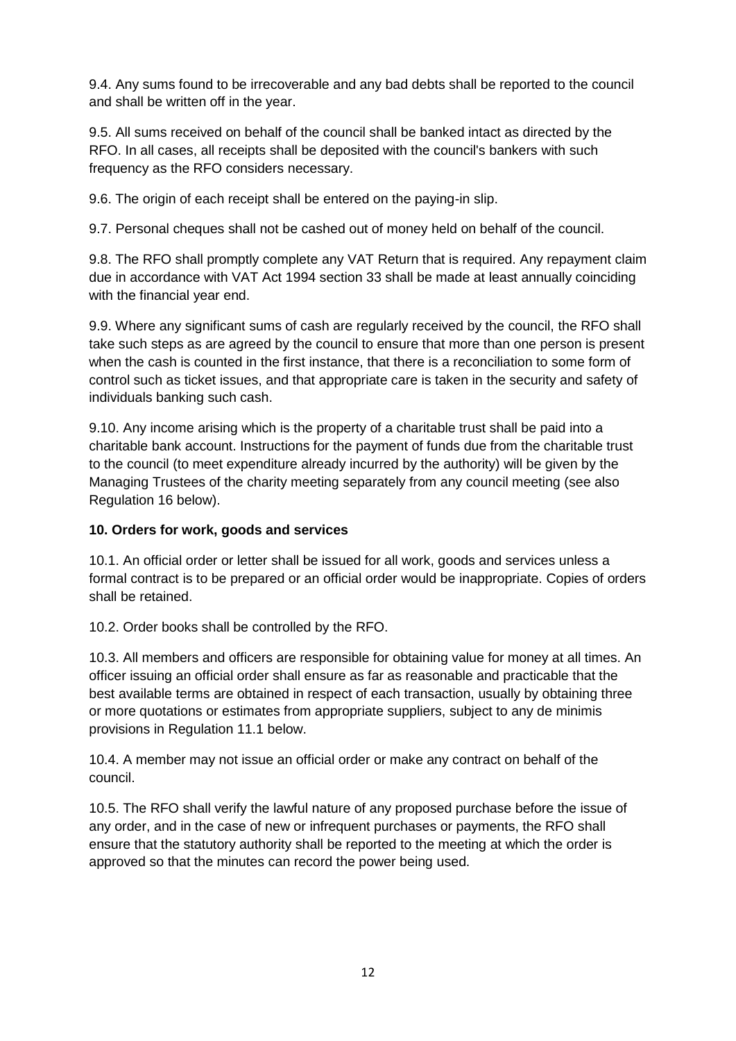9.4. Any sums found to be irrecoverable and any bad debts shall be reported to the council and shall be written off in the year.

9.5. All sums received on behalf of the council shall be banked intact as directed by the RFO. In all cases, all receipts shall be deposited with the council's bankers with such frequency as the RFO considers necessary.

9.6. The origin of each receipt shall be entered on the paying-in slip.

9.7. Personal cheques shall not be cashed out of money held on behalf of the council.

9.8. The RFO shall promptly complete any VAT Return that is required. Any repayment claim due in accordance with VAT Act 1994 section 33 shall be made at least annually coinciding with the financial year end.

9.9. Where any significant sums of cash are regularly received by the council, the RFO shall take such steps as are agreed by the council to ensure that more than one person is present when the cash is counted in the first instance, that there is a reconciliation to some form of control such as ticket issues, and that appropriate care is taken in the security and safety of individuals banking such cash.

9.10. Any income arising which is the property of a charitable trust shall be paid into a charitable bank account. Instructions for the payment of funds due from the charitable trust to the council (to meet expenditure already incurred by the authority) will be given by the Managing Trustees of the charity meeting separately from any council meeting (see also Regulation 16 below).

**10. Orders for work, goods and services**

10.1. An official order or letter shall be issued for all work, goods and services unless a formal contract is to be prepared or an official order would be inappropriate. Copies of orders shall be retained.

10.2. Order books shall be controlled by the RFO.

10.3. All members and officers are responsible for obtaining value for money at all times. An officer issuing an official order shall ensure as far as reasonable and practicable that the best available terms are obtained in respect of each transaction, usually by obtaining three or more quotations or estimates from appropriate suppliers, subject to any de minimis provisions in Regulation 11.1 below.

10.4. A member may not issue an official order or make any contract on behalf of the council.

10.5. The RFO shall verify the lawful nature of any proposed purchase before the issue of any order, and in the case of new or infrequent purchases or payments, the RFO shall ensure that the statutory authority shall be reported to the meeting at which the order is approved so that the minutes can record the power being used.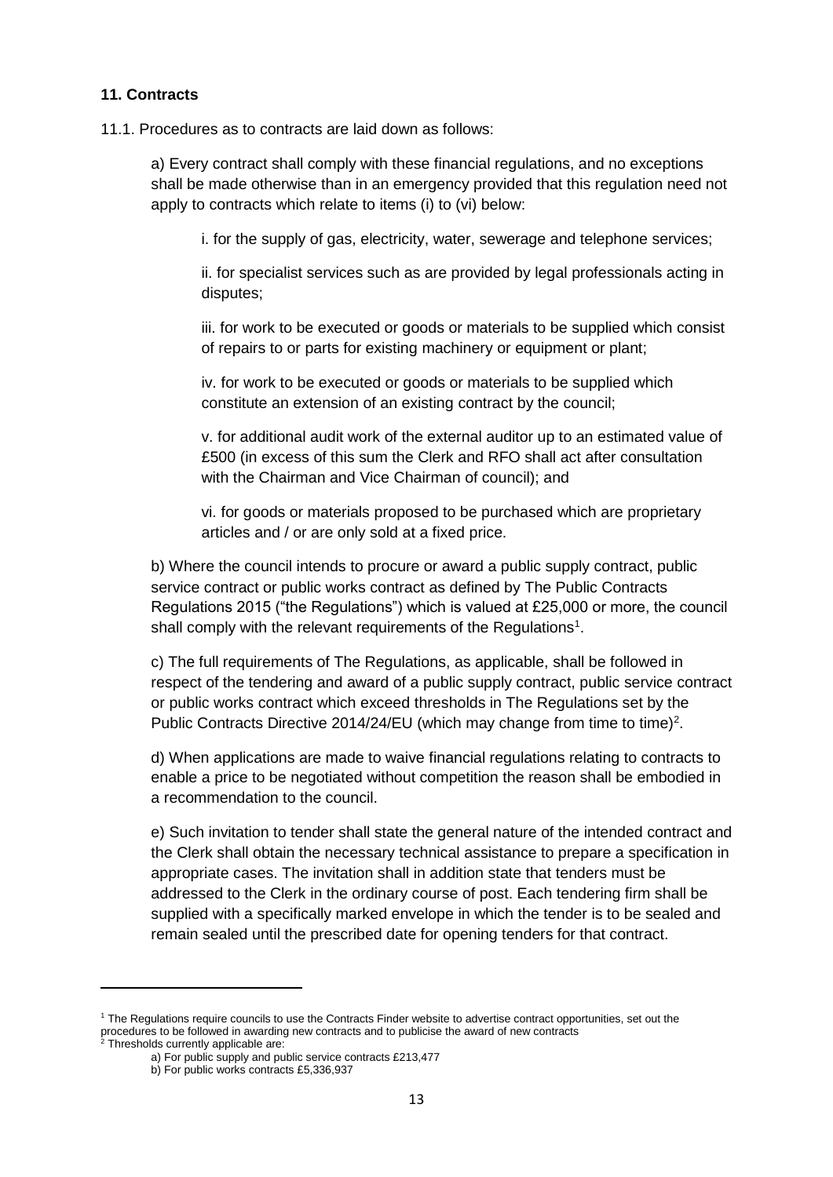## 11. Contracts

11.1. Procedures as to contracts are laid down as follows:

a) Every contract shall comply with these financial regulations, and no exceptions shall be made otherwise than in an emergency provided that this regulation need not apply to contracts which relate to items (i) to (vi) below:

i. for the supply of gas, electricity, water, sewerage and telephone services;

ii. for specialist services such as are provided by legal professionals acting in disputes;

iii. for work to be executed or goods or materials to be supplied which consist of repairs to or parts for existing machinery or equipment or plant;

iv. for work to be executed or goods or materials to be supplied which constitute an extension of an existing contract by the council;

v. for additional audit work of the external auditor up to an estimated value of £500 (in excess of this sum the Clerk and RFO shall act after consultation with the Chairman and Vice Chairman of council); and

vi. for goods or materials proposed to be purchased which are proprietary articles and / or are only sold at a fixed price.

b) Where the council intends to procure or award a public supply contract, public service contract or public works contract as defined by The Public Contracts Regulations 2015 ("the Regulations") which is valued at £25,000 or more, the council shall comply with the relevant requirements of the Regulations[1].

c) The full requirements of The Regulations, as applicable, shall be followed in respect of the tendering and award of a public supply contract, public service contract or public works contract which exceed thresholds in The Regulations set by the Public Contracts Directive 2014/24/EU (which may change from time to time)[2].

d) When applications are made to waive financial regulations relating to contracts to enable a price to be negotiated without competition the reason shall be embodied in a recommendation to the council.

e) Such invitation to tender shall state the general nature of the intended contract and the Clerk shall obtain the necessary technical assistance to prepare a specification in appropriate cases. The invitation shall in addition state that tenders must be addressed to the Clerk in the ordinary course of post. Each tendering firm shall be supplied with a specifically marked envelope in which the tender is to be sealed and remain sealed until the prescribed date for opening tenders for that contract.

---

[1] The Regulations require councils to use the Contracts Finder website to advertise contract opportunities, set out the procedures to be followed in awarding new contracts and to publicise the award of new contracts

[2] Thresholds currently applicable are:

a) For public supply and public service contracts £213,477

b) For public works contracts £5,336,937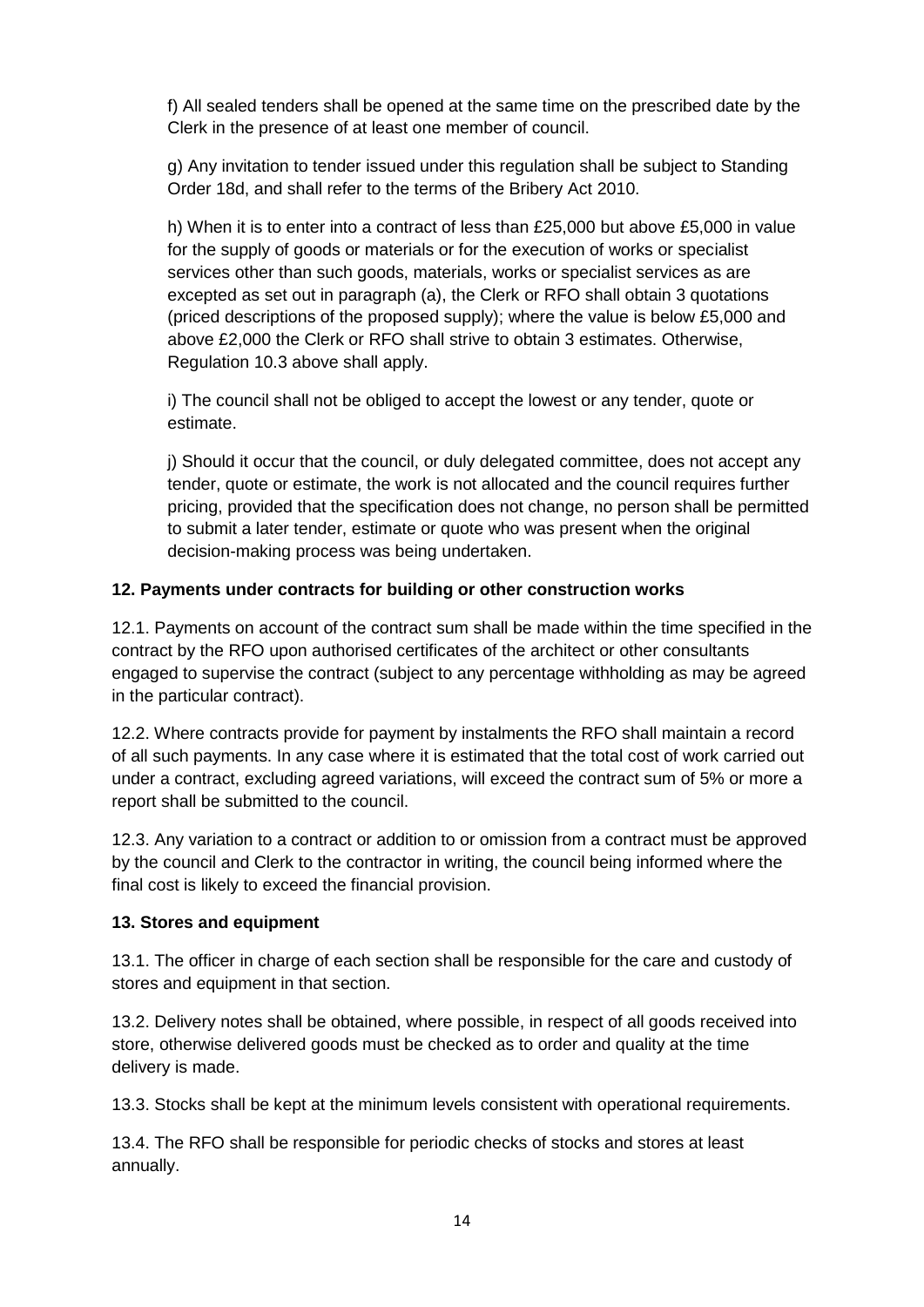f) All sealed tenders shall be opened at the same time on the prescribed date by the Clerk in the presence of at least one member of council.

g) Any invitation to tender issued under this regulation shall be subject to Standing Order 18d, and shall refer to the terms of the Bribery Act 2010.

h) When it is to enter into a contract of less than £25,000 but above £5,000 in value for the supply of goods or materials or for the execution of works or specialist services other than such goods, materials, works or specialist services as are excepted as set out in paragraph (a), the Clerk or RFO shall obtain 3 quotations (priced descriptions of the proposed supply); where the value is below £5,000 and above £2,000 the Clerk or RFO shall strive to obtain 3 estimates. Otherwise, Regulation 10.3 above shall apply.

i) The council shall not be obliged to accept the lowest or any tender, quote or estimate.

j) Should it occur that the council, or duly delegated committee, does not accept any tender, quote or estimate, the work is not allocated and the council requires further pricing, provided that the specification does not change, no person shall be permitted to submit a later tender, estimate or quote who was present when the original decision-making process was being undertaken.

**12. Payments under contracts for building or other construction works**

12.1. Payments on account of the contract sum shall be made within the time specified in the contract by the RFO upon authorised certificates of the architect or other consultants engaged to supervise the contract (subject to any percentage withholding as may be agreed in the particular contract).

12.2. Where contracts provide for payment by instalments the RFO shall maintain a record of all such payments. In any case where it is estimated that the total cost of work carried out under a contract, excluding agreed variations, will exceed the contract sum of 5% or more a report shall be submitted to the council.

12.3. Any variation to a contract or addition to or omission from a contract must be approved by the council and Clerk to the contractor in writing, the council being informed where the final cost is likely to exceed the financial provision.

**13. Stores and equipment**

13.1. The officer in charge of each section shall be responsible for the care and custody of stores and equipment in that section.

13.2. Delivery notes shall be obtained, where possible, in respect of all goods received into store, otherwise delivered goods must be checked as to order and quality at the time delivery is made.

13.3. Stocks shall be kept at the minimum levels consistent with operational requirements.

13.4. The RFO shall be responsible for periodic checks of stocks and stores at least annually.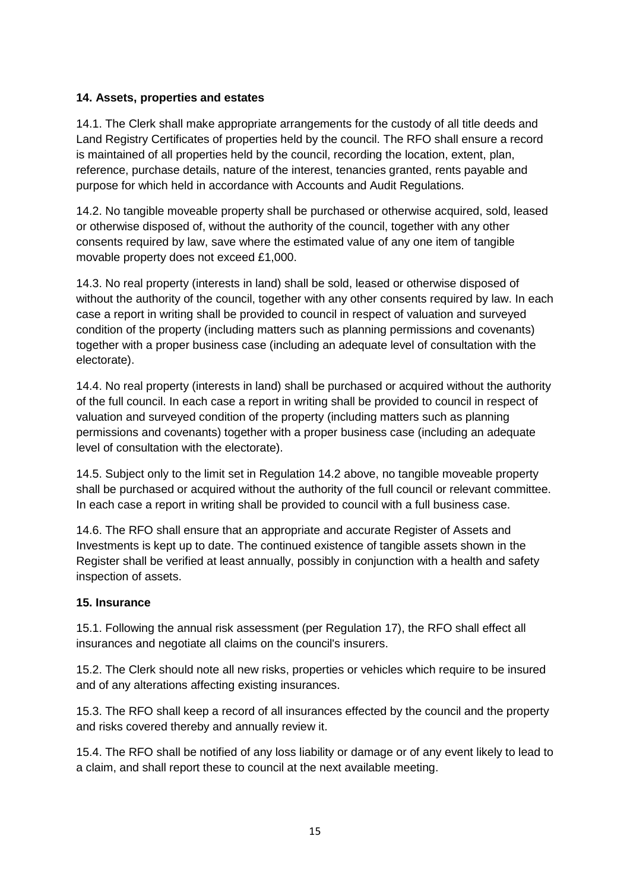## 14. Assets, properties and estates

14.1. The Clerk shall make appropriate arrangements for the custody of all title deeds and Land Registry Certificates of properties held by the council. The RFO shall ensure a record is maintained of all properties held by the council, recording the location, extent, plan, reference, purchase details, nature of the interest, tenancies granted, rents payable and purpose for which held in accordance with Accounts and Audit Regulations.

14.2. No tangible moveable property shall be purchased or otherwise acquired, sold, leased or otherwise disposed of, without the authority of the council, together with any other consents required by law, save where the estimated value of any one item of tangible movable property does not exceed £1,000.

14.3. No real property (interests in land) shall be sold, leased or otherwise disposed of without the authority of the council, together with any other consents required by law. In each case a report in writing shall be provided to council in respect of valuation and surveyed condition of the property (including matters such as planning permissions and covenants) together with a proper business case (including an adequate level of consultation with the electorate).

14.4. No real property (interests in land) shall be purchased or acquired without the authority of the full council. In each case a report in writing shall be provided to council in respect of valuation and surveyed condition of the property (including matters such as planning permissions and covenants) together with a proper business case (including an adequate level of consultation with the electorate).

14.5. Subject only to the limit set in Regulation 14.2 above, no tangible moveable property shall be purchased or acquired without the authority of the full council or relevant committee. In each case a report in writing shall be provided to council with a full business case.

14.6. The RFO shall ensure that an appropriate and accurate Register of Assets and Investments is kept up to date. The continued existence of tangible assets shown in the Register shall be verified at least annually, possibly in conjunction with a health and safety inspection of assets.

## 15. Insurance

15.1. Following the annual risk assessment (per Regulation 17), the RFO shall effect all insurances and negotiate all claims on the council's insurers.

15.2. The Clerk should note all new risks, properties or vehicles which require to be insured and of any alterations affecting existing insurances.

15.3. The RFO shall keep a record of all insurances effected by the council and the property and risks covered thereby and annually review it.

15.4. The RFO shall be notified of any loss liability or damage or of any event likely to lead to a claim, and shall report these to council at the next available meeting.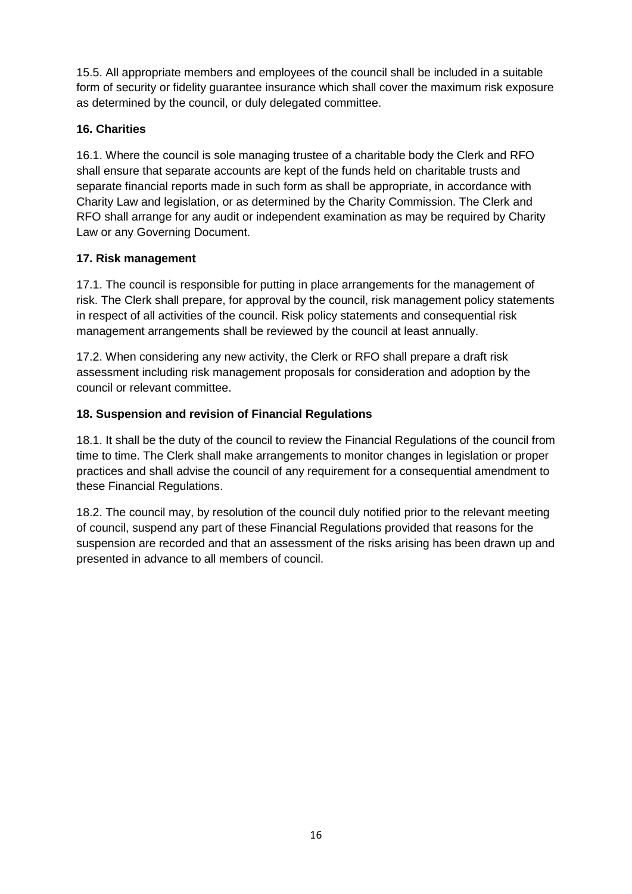15.5. All appropriate members and employees of the council shall be included in a suitable form of security or fidelity guarantee insurance which shall cover the maximum risk exposure as determined by the council, or duly delegated committee.

### 16. Charities

16.1. Where the council is sole managing trustee of a charitable body the Clerk and RFO shall ensure that separate accounts are kept of the funds held on charitable trusts and separate financial reports made in such form as shall be appropriate, in accordance with Charity Law and legislation, or as determined by the Charity Commission. The Clerk and RFO shall arrange for any audit or independent examination as may be required by Charity Law or any Governing Document.

### 17. Risk management

17.1. The council is responsible for putting in place arrangements for the management of risk. The Clerk shall prepare, for approval by the council, risk management policy statements in respect of all activities of the council. Risk policy statements and consequential risk management arrangements shall be reviewed by the council at least annually.

17.2. When considering any new activity, the Clerk or RFO shall prepare a draft risk assessment including risk management proposals for consideration and adoption by the council or relevant committee.

### 18. Suspension and revision of Financial Regulations

18.1. It shall be the duty of the council to review the Financial Regulations of the council from time to time. The Clerk shall make arrangements to monitor changes in legislation or proper practices and shall advise the council of any requirement for a consequential amendment to these Financial Regulations.

18.2. The council may, by resolution of the council duly notified prior to the relevant meeting of council, suspend any part of these Financial Regulations provided that reasons for the suspension are recorded and that an assessment of the risks arising has been drawn up and presented in advance to all members of council.